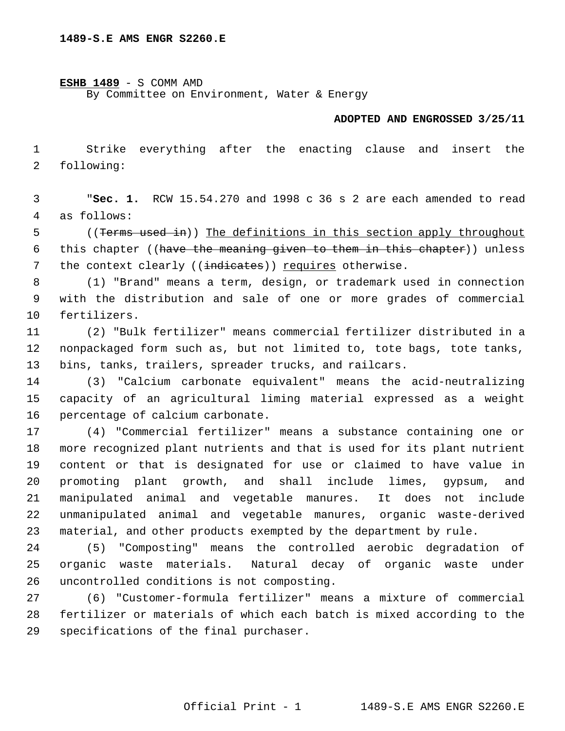**ESHB 1489** - S COMM AMD
By Committee on Environment, Water & Energy

**ADOPTED AND ENGROSSED 3/25/11**

Strike everything after the enacting clause and insert the following:

"**Sec. 1.** RCW 15.54.270 and 1998 c 36 s 2 are each amended to read as follows:

((~~Terms used in~~)) The definitions in this section apply throughout this chapter ((~~have the meaning given to them in this chapter~~)) unless the context clearly ((~~indicates~~)) requires otherwise.

(1) "Brand" means a term, design, or trademark used in connection with the distribution and sale of one or more grades of commercial fertilizers.

(2) "Bulk fertilizer" means commercial fertilizer distributed in a nonpackaged form such as, but not limited to, tote bags, tote tanks, bins, tanks, trailers, spreader trucks, and railcars.

(3) "Calcium carbonate equivalent" means the acid-neutralizing capacity of an agricultural liming material expressed as a weight percentage of calcium carbonate.

(4) "Commercial fertilizer" means a substance containing one or more recognized plant nutrients and that is used for its plant nutrient content or that is designated for use or claimed to have value in promoting plant growth, and shall include limes, gypsum, and manipulated animal and vegetable manures. It does not include unmanipulated animal and vegetable manures, organic waste-derived material, and other products exempted by the department by rule.

(5) "Composting" means the controlled aerobic degradation of organic waste materials. Natural decay of organic waste under uncontrolled conditions is not composting.

(6) "Customer-formula fertilizer" means a mixture of commercial fertilizer or materials of which each batch is mixed according to the specifications of the final purchaser.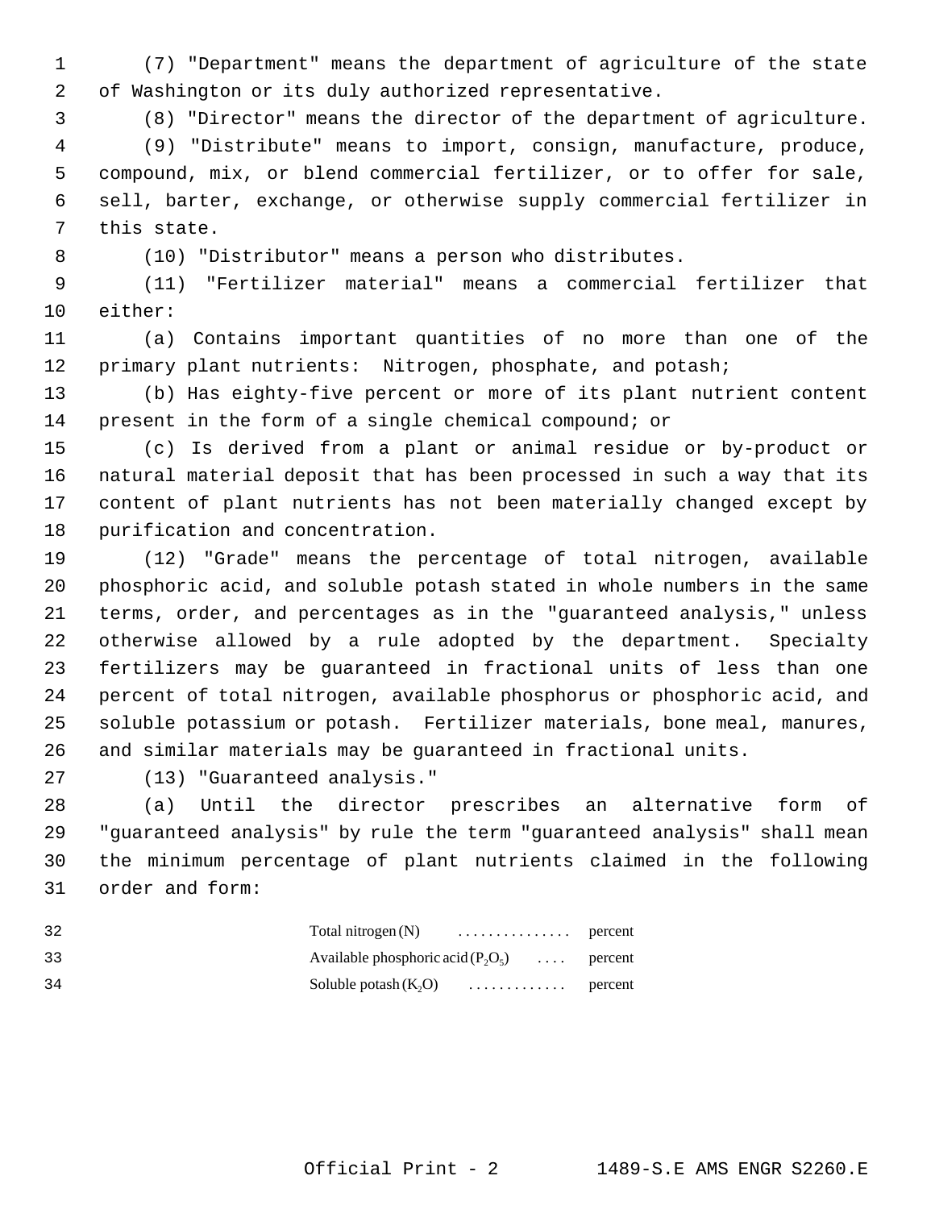(7) "Department" means the department of agriculture of the state of Washington or its duly authorized representative.

(8) "Director" means the director of the department of agriculture.

(9) "Distribute" means to import, consign, manufacture, produce, compound, mix, or blend commercial fertilizer, or to offer for sale, sell, barter, exchange, or otherwise supply commercial fertilizer in this state.

(10) "Distributor" means a person who distributes.

(11) "Fertilizer material" means a commercial fertilizer that either:

(a) Contains important quantities of no more than one of the primary plant nutrients: Nitrogen, phosphate, and potash;

(b) Has eighty-five percent or more of its plant nutrient content present in the form of a single chemical compound; or

(c) Is derived from a plant or animal residue or by-product or natural material deposit that has been processed in such a way that its content of plant nutrients has not been materially changed except by purification and concentration.

(12) "Grade" means the percentage of total nitrogen, available phosphoric acid, and soluble potash stated in whole numbers in the same terms, order, and percentages as in the "guaranteed analysis," unless otherwise allowed by a rule adopted by the department. Specialty fertilizers may be guaranteed in fractional units of less than one percent of total nitrogen, available phosphorus or phosphoric acid, and soluble potassium or potash. Fertilizer materials, bone meal, manures, and similar materials may be guaranteed in fractional units.

(13) "Guaranteed analysis."

(a) Until the director prescribes an alternative form of "guaranteed analysis" by rule the term "guaranteed analysis" shall mean the minimum percentage of plant nutrients claimed in the following order and form:

Total nitrogen (N) . . . . . . . . . . . . . . . percent
Available phosphoric acid ($P_2O_5$) . . . . percent
Soluble potash ($K_2O$) . . . . . . . . . . . . . percent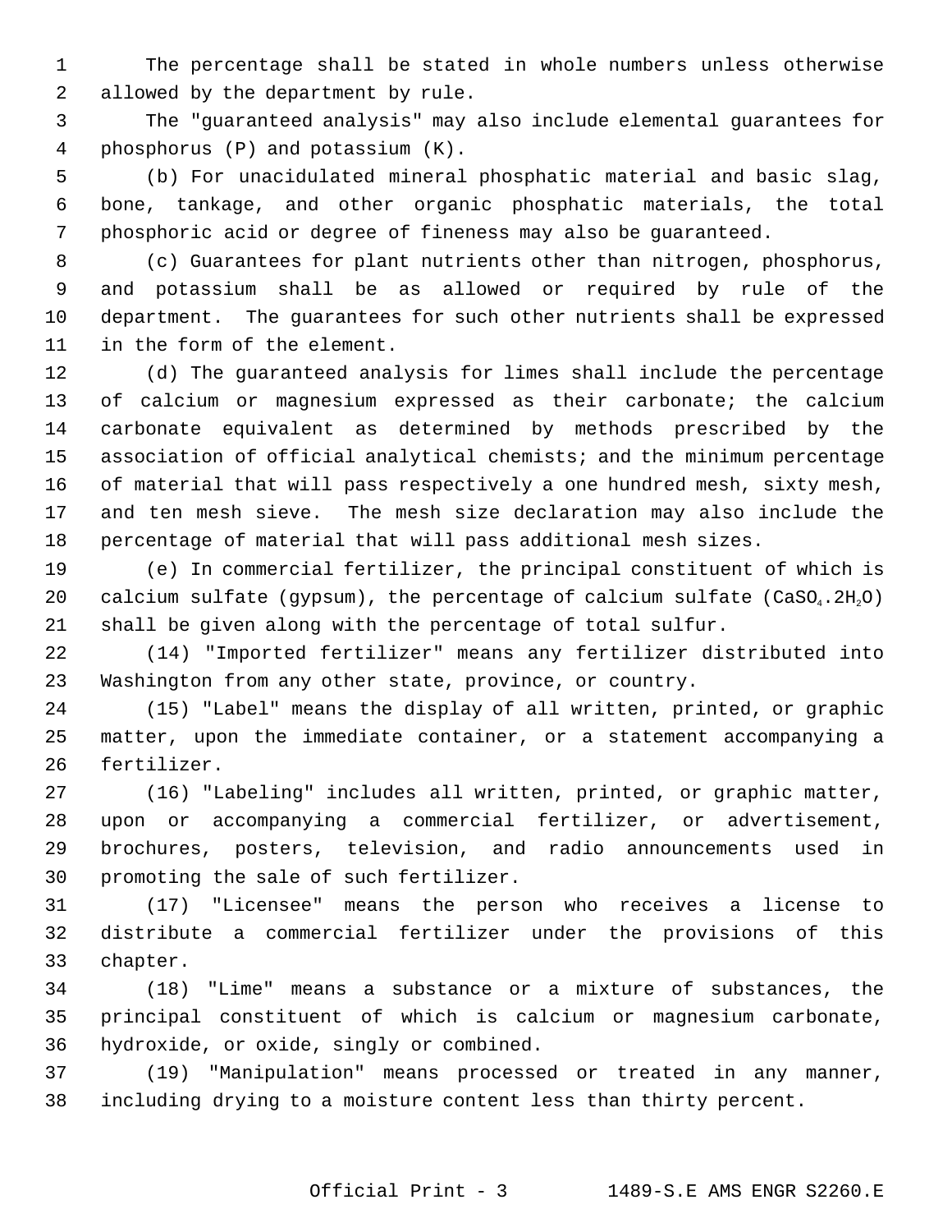The percentage shall be stated in whole numbers unless otherwise allowed by the department by rule.

The "guaranteed analysis" may also include elemental guarantees for phosphorus (P) and potassium (K).

(b) For unacidulated mineral phosphatic material and basic slag, bone, tankage, and other organic phosphatic materials, the total phosphoric acid or degree of fineness may also be guaranteed.

(c) Guarantees for plant nutrients other than nitrogen, phosphorus, and potassium shall be as allowed or required by rule of the department. The guarantees for such other nutrients shall be expressed in the form of the element.

(d) The guaranteed analysis for limes shall include the percentage of calcium or magnesium expressed as their carbonate; the calcium carbonate equivalent as determined by methods prescribed by the association of official analytical chemists; and the minimum percentage of material that will pass respectively a one hundred mesh, sixty mesh, and ten mesh sieve. The mesh size declaration may also include the percentage of material that will pass additional mesh sizes.

(e) In commercial fertilizer, the principal constituent of which is calcium sulfate (gypsum), the percentage of calcium sulfate ($CaSO_4.2H_2O$) shall be given along with the percentage of total sulfur.

(14) "Imported fertilizer" means any fertilizer distributed into Washington from any other state, province, or country.

(15) "Label" means the display of all written, printed, or graphic matter, upon the immediate container, or a statement accompanying a fertilizer.

(16) "Labeling" includes all written, printed, or graphic matter, upon or accompanying a commercial fertilizer, or advertisement, brochures, posters, television, and radio announcements used in promoting the sale of such fertilizer.

(17) "Licensee" means the person who receives a license to distribute a commercial fertilizer under the provisions of this chapter.

(18) "Lime" means a substance or a mixture of substances, the principal constituent of which is calcium or magnesium carbonate, hydroxide, or oxide, singly or combined.

(19) "Manipulation" means processed or treated in any manner, including drying to a moisture content less than thirty percent.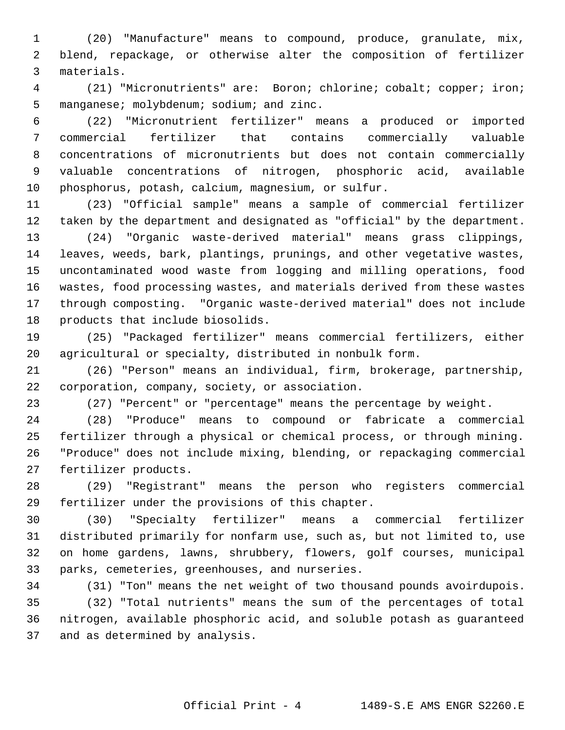(20) "Manufacture" means to compound, produce, granulate, mix, blend, repackage, or otherwise alter the composition of fertilizer materials.

(21) "Micronutrients" are: Boron; chlorine; cobalt; copper; iron; manganese; molybdenum; sodium; and zinc.

(22) "Micronutrient fertilizer" means a produced or imported commercial fertilizer that contains commercially valuable concentrations of micronutrients but does not contain commercially valuable concentrations of nitrogen, phosphoric acid, available phosphorus, potash, calcium, magnesium, or sulfur.

(23) "Official sample" means a sample of commercial fertilizer taken by the department and designated as "official" by the department.

(24) "Organic waste-derived material" means grass clippings, leaves, weeds, bark, plantings, prunings, and other vegetative wastes, uncontaminated wood waste from logging and milling operations, food wastes, food processing wastes, and materials derived from these wastes through composting. "Organic waste-derived material" does not include products that include biosolids.

(25) "Packaged fertilizer" means commercial fertilizers, either agricultural or specialty, distributed in nonbulk form.

(26) "Person" means an individual, firm, brokerage, partnership, corporation, company, society, or association.

(27) "Percent" or "percentage" means the percentage by weight.

(28) "Produce" means to compound or fabricate a commercial fertilizer through a physical or chemical process, or through mining. "Produce" does not include mixing, blending, or repackaging commercial fertilizer products.

(29) "Registrant" means the person who registers commercial fertilizer under the provisions of this chapter.

(30) "Specialty fertilizer" means a commercial fertilizer distributed primarily for nonfarm use, such as, but not limited to, use on home gardens, lawns, shrubbery, flowers, golf courses, municipal parks, cemeteries, greenhouses, and nurseries.

(31) "Ton" means the net weight of two thousand pounds avoirdupois.

(32) "Total nutrients" means the sum of the percentages of total nitrogen, available phosphoric acid, and soluble potash as guaranteed and as determined by analysis.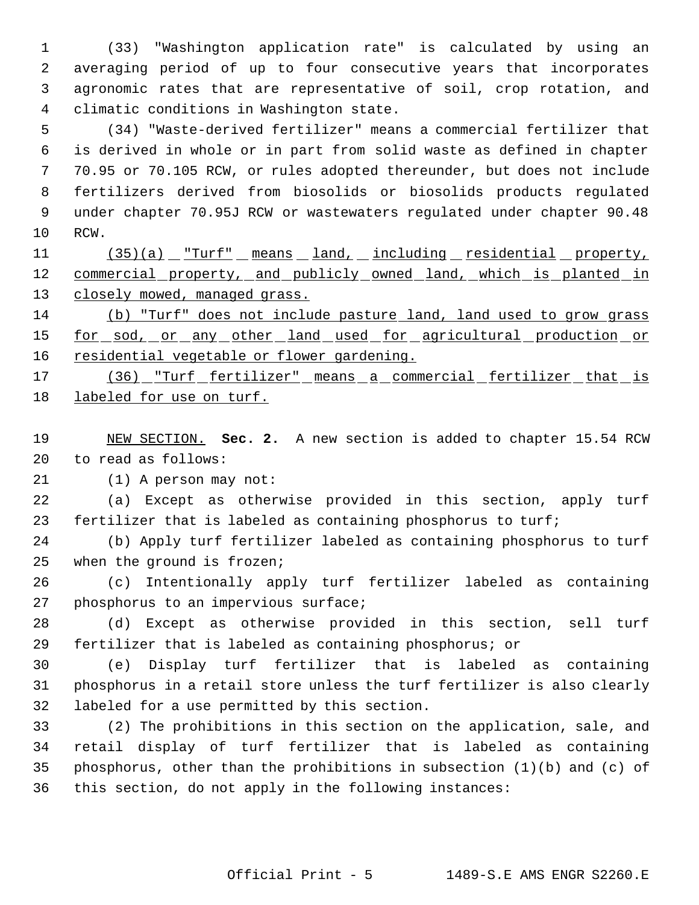(33) "Washington application rate" is calculated by using an averaging period of up to four consecutive years that incorporates agronomic rates that are representative of soil, crop rotation, and climatic conditions in Washington state.

(34) "Waste-derived fertilizer" means a commercial fertilizer that is derived in whole or in part from solid waste as defined in chapter 70.95 or 70.105 RCW, or rules adopted thereunder, but does not include fertilizers derived from biosolids or biosolids products regulated under chapter 70.95J RCW or wastewaters regulated under chapter 90.48 RCW.

<u>(35)(a) "Turf" means land, including residential property, commercial property, and publicly owned land, which is planted in closely mowed, managed grass.</u>

<u>(b) "Turf" does not include pasture land, land used to grow grass for sod, or any other land used for agricultural production or residential vegetable or flower gardening.</u>

<u>(36) "Turf fertilizer" means a commercial fertilizer that is labeled for use on turf.</u>

<u>NEW SECTION.</u> **Sec. 2.** A new section is added to chapter 15.54 RCW to read as follows:

(1) A person may not:

(a) Except as otherwise provided in this section, apply turf fertilizer that is labeled as containing phosphorus to turf;

(b) Apply turf fertilizer labeled as containing phosphorus to turf when the ground is frozen;

(c) Intentionally apply turf fertilizer labeled as containing phosphorus to an impervious surface;

(d) Except as otherwise provided in this section, sell turf fertilizer that is labeled as containing phosphorus; or

(e) Display turf fertilizer that is labeled as containing phosphorus in a retail store unless the turf fertilizer is also clearly labeled for a use permitted by this section.

(2) The prohibitions in this section on the application, sale, and retail display of turf fertilizer that is labeled as containing phosphorus, other than the prohibitions in subsection (1)(b) and (c) of this section, do not apply in the following instances: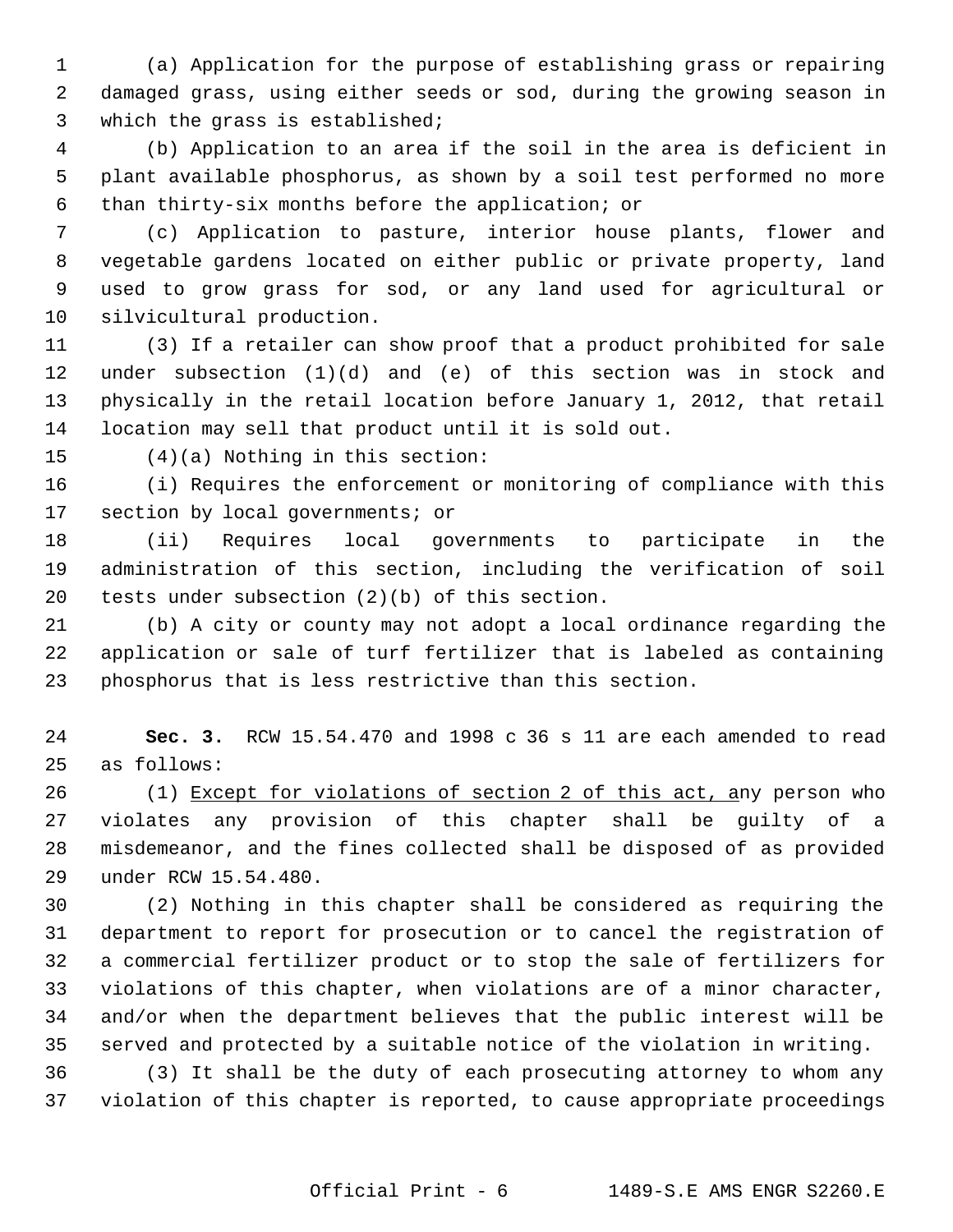(a) Application for the purpose of establishing grass or repairing damaged grass, using either seeds or sod, during the growing season in which the grass is established;

(b) Application to an area if the soil in the area is deficient in plant available phosphorus, as shown by a soil test performed no more than thirty-six months before the application; or

(c) Application to pasture, interior house plants, flower and vegetable gardens located on either public or private property, land used to grow grass for sod, or any land used for agricultural or silvicultural production.

(3) If a retailer can show proof that a product prohibited for sale under subsection (1)(d) and (e) of this section was in stock and physically in the retail location before January 1, 2012, that retail location may sell that product until it is sold out.

(4)(a) Nothing in this section:

(i) Requires the enforcement or monitoring of compliance with this section by local governments; or

(ii) Requires local governments to participate in the administration of this section, including the verification of soil tests under subsection (2)(b) of this section.

(b) A city or county may not adopt a local ordinance regarding the application or sale of turf fertilizer that is labeled as containing phosphorus that is less restrictive than this section.

**Sec. 3.** RCW 15.54.470 and 1998 c 36 s 11 are each amended to read as follows:

(1) <u>Except for violations of section 2 of this act, a</u>ny person who violates any provision of this chapter shall be guilty of a misdemeanor, and the fines collected shall be disposed of as provided under RCW 15.54.480.

(2) Nothing in this chapter shall be considered as requiring the department to report for prosecution or to cancel the registration of a commercial fertilizer product or to stop the sale of fertilizers for violations of this chapter, when violations are of a minor character, and/or when the department believes that the public interest will be served and protected by a suitable notice of the violation in writing.

(3) It shall be the duty of each prosecuting attorney to whom any violation of this chapter is reported, to cause appropriate proceedings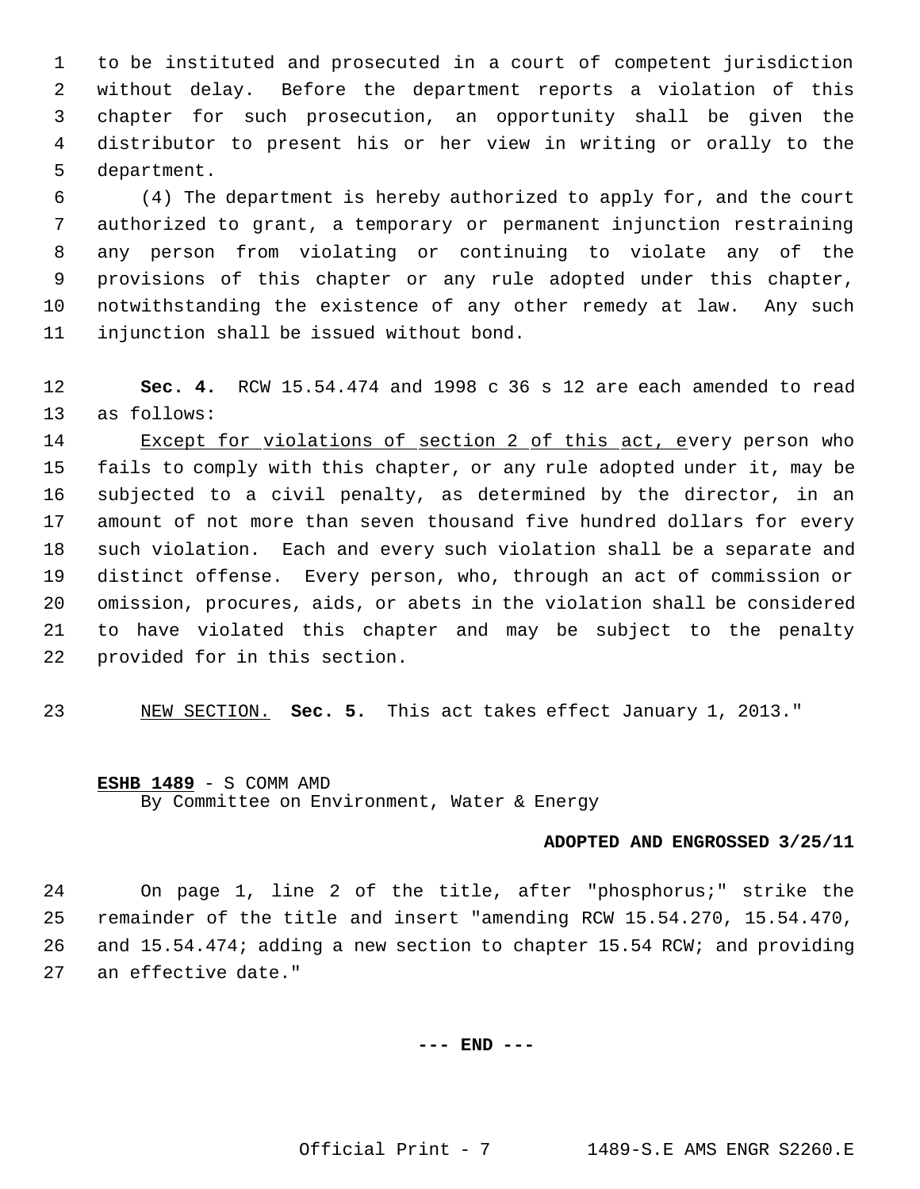to be instituted and prosecuted in a court of competent jurisdiction without delay. Before the department reports a violation of this chapter for such prosecution, an opportunity shall be given the distributor to present his or her view in writing or orally to the department.

(4) The department is hereby authorized to apply for, and the court authorized to grant, a temporary or permanent injunction restraining any person from violating or continuing to violate any of the provisions of this chapter or any rule adopted under this chapter, notwithstanding the existence of any other remedy at law. Any such injunction shall be issued without bond.

**Sec. 4.** RCW 15.54.474 and 1998 c 36 s 12 are each amended to read as follows:

<u>Except for violations of section 2 of this act, e</u>very person who fails to comply with this chapter, or any rule adopted under it, may be subjected to a civil penalty, as determined by the director, in an amount of not more than seven thousand five hundred dollars for every such violation. Each and every such violation shall be a separate and distinct offense. Every person, who, through an act of commission or omission, procures, aids, or abets in the violation shall be considered to have violated this chapter and may be subject to the penalty provided for in this section.

<u>NEW SECTION.</u> **Sec. 5.** This act takes effect January 1, 2013."

**<u>ESHB 1489</u>** - S COMM AMD
By Committee on Environment, Water & Energy

**ADOPTED AND ENGROSSED 3/25/11**

On page 1, line 2 of the title, after "phosphorus;" strike the remainder of the title and insert "amending RCW 15.54.270, 15.54.470, and 15.54.474; adding a new section to chapter 15.54 RCW; and providing an effective date."

**--- END ---**